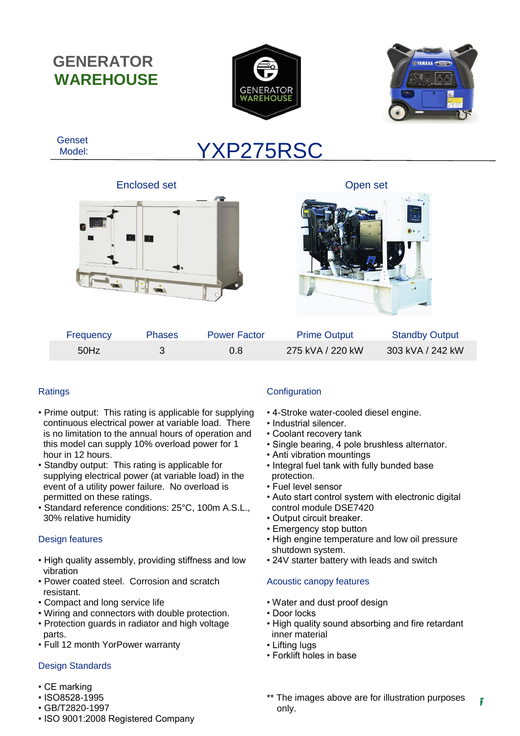# GENERATOR WAREHOUSE

Genset Model: **YXP275RSC**

Enclosed set

Open set

| Frequency | Phases | Power Factor | Prime Output | Standby Output |
|---|---|---|---|---|
| 50Hz | 3 | 0.8 | 275 kVA / 220 kW | 303 kVA / 242 kW |

### Ratings

- Prime output: This rating is applicable for supplying continuous electrical power at variable load. There is no limitation to the annual hours of operation and this model can supply 10% overload power for 1 hour in 12 hours.
- Standby output: This rating is applicable for supplying electrical power (at variable load) in the event of a utility power failure. No overload is permitted on these ratings.
- Standard reference conditions: 25°C, 100m A.S.L., 30% relative humidity

### Design features

- High quality assembly, providing stiffness and low vibration
- Power coated steel. Corrosion and scratch resistant.
- Compact and long service life
- Wiring and connectors with double protection.
- Protection guards in radiator and high voltage parts.
- Full 12 month YorPower warranty

### Design Standards

- CE marking
- ISO8528-1995
- GB/T2820-1997
- ISO 9001:2008 Registered Company

### Configuration

- 4-Stroke water-cooled diesel engine.
- Industrial silencer.
- Coolant recovery tank
- Single bearing, 4 pole brushless alternator.
- Anti vibration mountings
- Integral fuel tank with fully bunded base protection.
- Fuel level sensor
- Auto start control system with electronic digital control module DSE7420
- Output circuit breaker.
- Emergency stop button
- High engine temperature and low oil pressure shutdown system.
- 24V starter battery with leads and switch

### Acoustic canopy features

- Water and dust proof design
- Door locks
- High quality sound absorbing and fire retardant inner material
- Lifting lugs
- Forklift holes in base

** The images above are for illustration purposes only.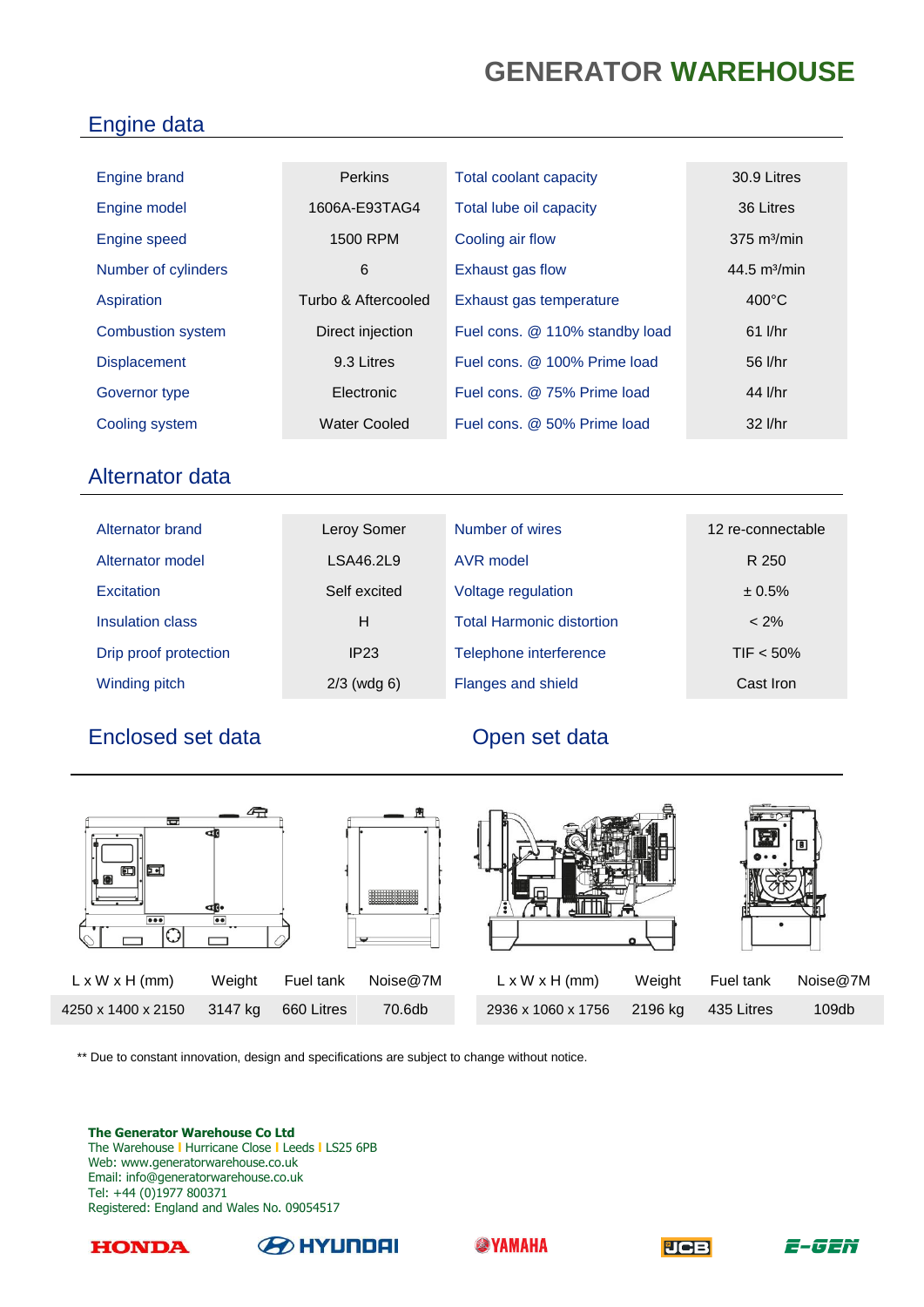# GENERATOR WAREHOUSE

## Engine data

| | | | |
|---|---|---|---|
| Engine brand | Perkins | Total coolant capacity | 30.9 Litres |
| Engine model | 1606A-E93TAG4 | Total lube oil capacity | 36 Litres |
| Engine speed | 1500 RPM | Cooling air flow | 375 m³/min |
| Number of cylinders | 6 | Exhaust gas flow | 44.5 m³/min |
| Aspiration | Turbo & Aftercooled | Exhaust gas temperature | 400°C |
| Combustion system | Direct injection | Fuel cons. @ 110% standby load | 61 l/hr |
| Displacement | 9.3 Litres | Fuel cons. @ 100% Prime load | 56 l/hr |
| Governor type | Electronic | Fuel cons. @ 75% Prime load | 44 l/hr |
| Cooling system | Water Cooled | Fuel cons. @ 50% Prime load | 32 l/hr |

## Alternator data

| | | | |
|---|---|---|---|
| Alternator brand | Leroy Somer | Number of wires | 12 re-connectable |
| Alternator model | LSA46.2L9 | AVR model | R 250 |
| Excitation | Self excited | Voltage regulation | ± 0.5% |
| Insulation class | H | Total Harmonic distortion | < 2% |
| Drip proof protection | IP23 | Telephone interference | TIF < 50% |
| Winding pitch | 2/3 (wdg 6) | Flanges and shield | Cast Iron |

## Enclosed set data

| L x W x H (mm) | Weight | Fuel tank | Noise@7M |
|---|---|---|---|
| 4250 x 1400 x 2150 | 3147 kg | 660 Litres | 70.6db |

## Open set data

| L x W x H (mm) | Weight | Fuel tank | Noise@7M |
|---|---|---|---|
| 2936 x 1060 x 1756 | 2196 kg | 435 Litres | 109db |

** Due to constant innovation, design and specifications are subject to change without notice.

**The Generator Warehouse Co Ltd**
The Warehouse | Hurricane Close | Leeds | LS25 6PB
Web: www.generatorwarehouse.co.uk
Email: info@generatorwarehouse.co.uk
Tel: +44 (0)1977 800371
Registered: England and Wales No. 09054517

HONDA HYUNDAI YAMAHA JCB E-GEN